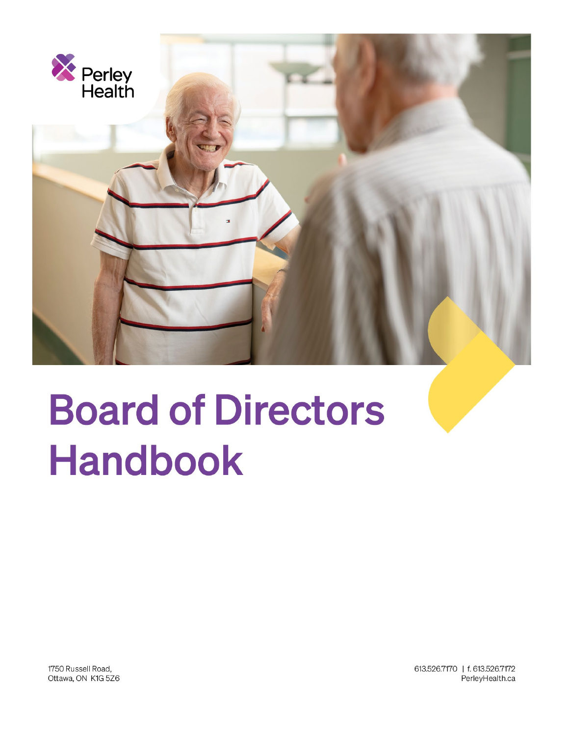Perley Health

# Board of Directors Handbook

1750 Russell Road,
Ottawa, ON K1G 5Z6

613.526.7170 | f. 613.526.7172
PerleyHealth.ca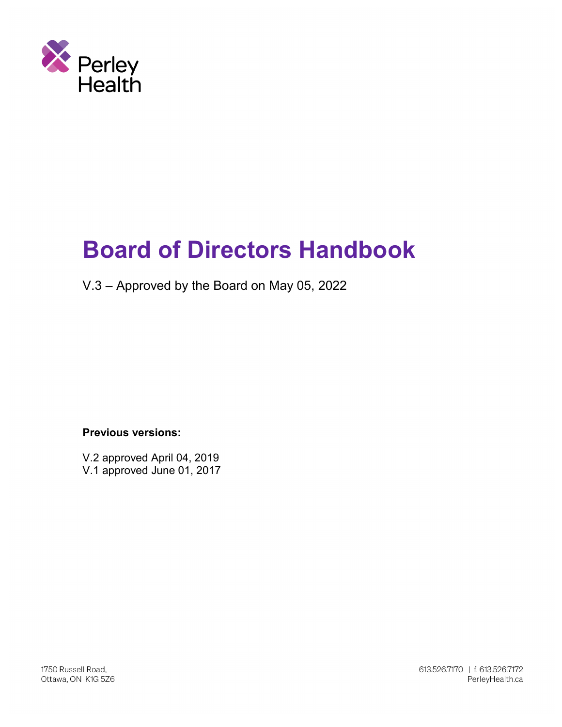Perley Health

# Board of Directors Handbook

V.3 – Approved by the Board on May 05, 2022

**Previous versions:**

V.2 approved April 04, 2019
V.1 approved June 01, 2017

1750 Russell Road,
Ottawa, ON K1G 5Z6

613.526.7170 | f. 613.526.7172
PerleyHealth.ca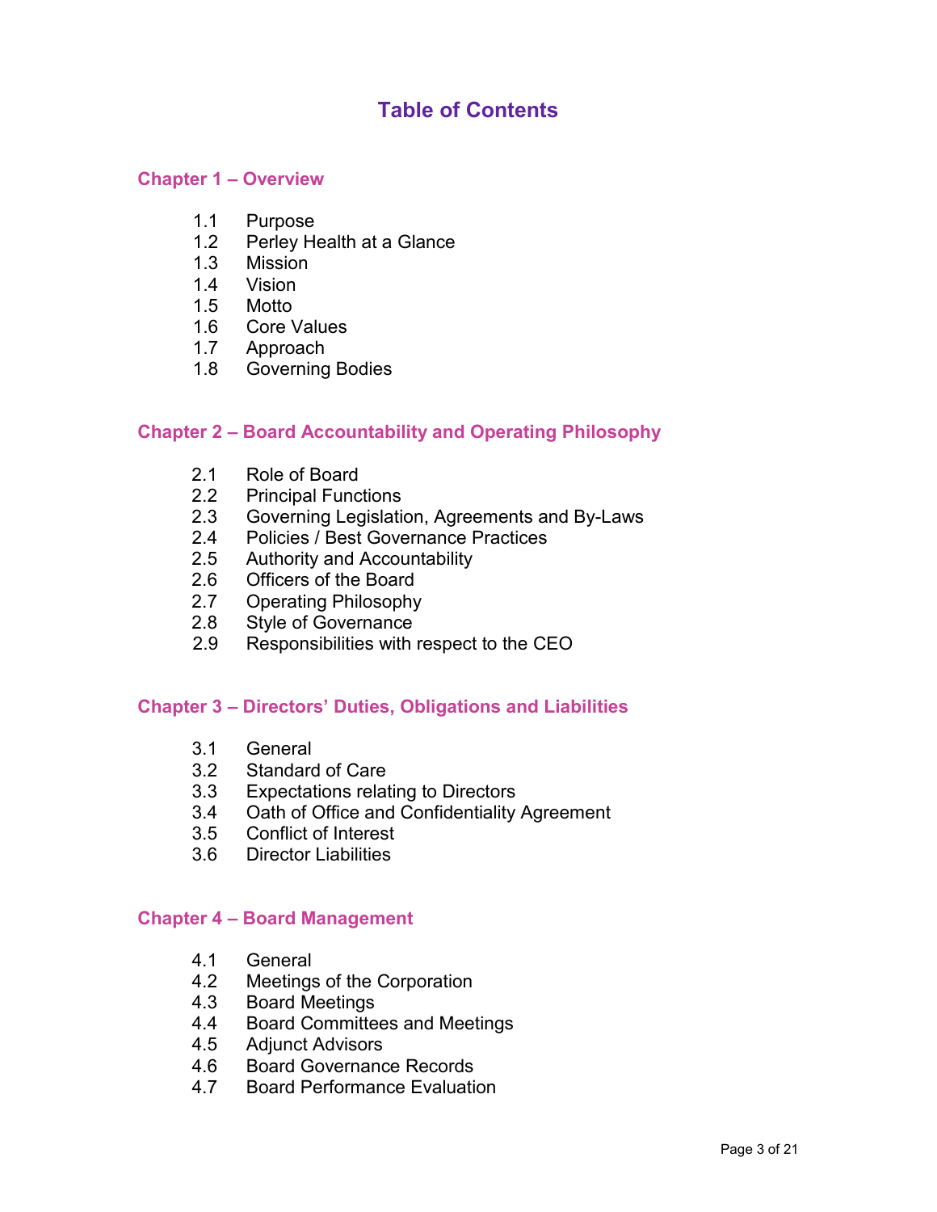# Table of Contents

## Chapter 1 – Overview

1.1 Purpose
1.2 Perley Health at a Glance
1.3 Mission
1.4 Vision
1.5 Motto
1.6 Core Values
1.7 Approach
1.8 Governing Bodies

## Chapter 2 – Board Accountability and Operating Philosophy

2.1 Role of Board
2.2 Principal Functions
2.3 Governing Legislation, Agreements and By-Laws
2.4 Policies / Best Governance Practices
2.5 Authority and Accountability
2.6 Officers of the Board
2.7 Operating Philosophy
2.8 Style of Governance
2.9 Responsibilities with respect to the CEO

## Chapter 3 – Directors' Duties, Obligations and Liabilities

3.1 General
3.2 Standard of Care
3.3 Expectations relating to Directors
3.4 Oath of Office and Confidentiality Agreement
3.5 Conflict of Interest
3.6 Director Liabilities

## Chapter 4 – Board Management

4.1 General
4.2 Meetings of the Corporation
4.3 Board Meetings
4.4 Board Committees and Meetings
4.5 Adjunct Advisors
4.6 Board Governance Records
4.7 Board Performance Evaluation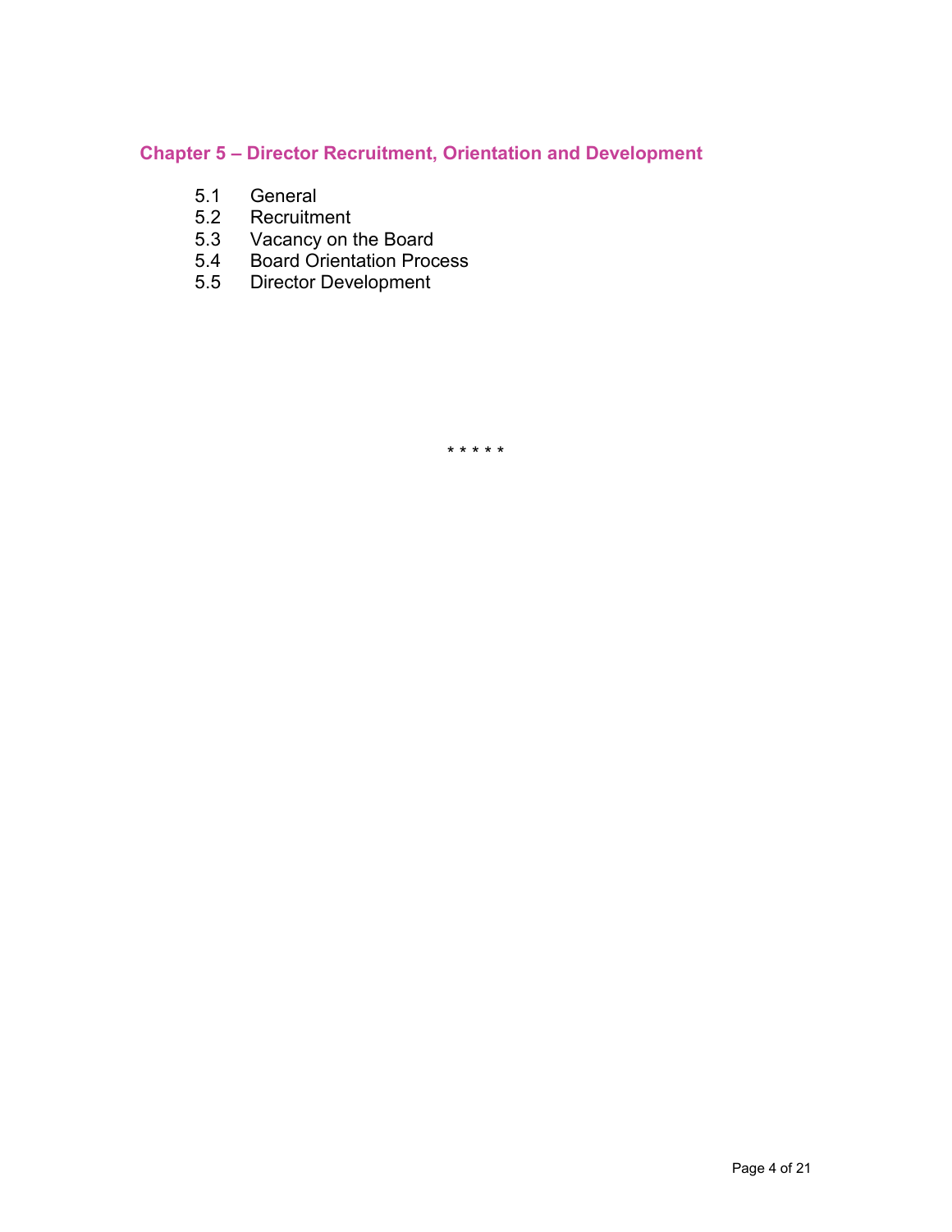## Chapter 5 – Director Recruitment, Orientation and Development

5.1 General
5.2 Recruitment
5.3 Vacancy on the Board
5.4 Board Orientation Process
5.5 Director Development

* * * * *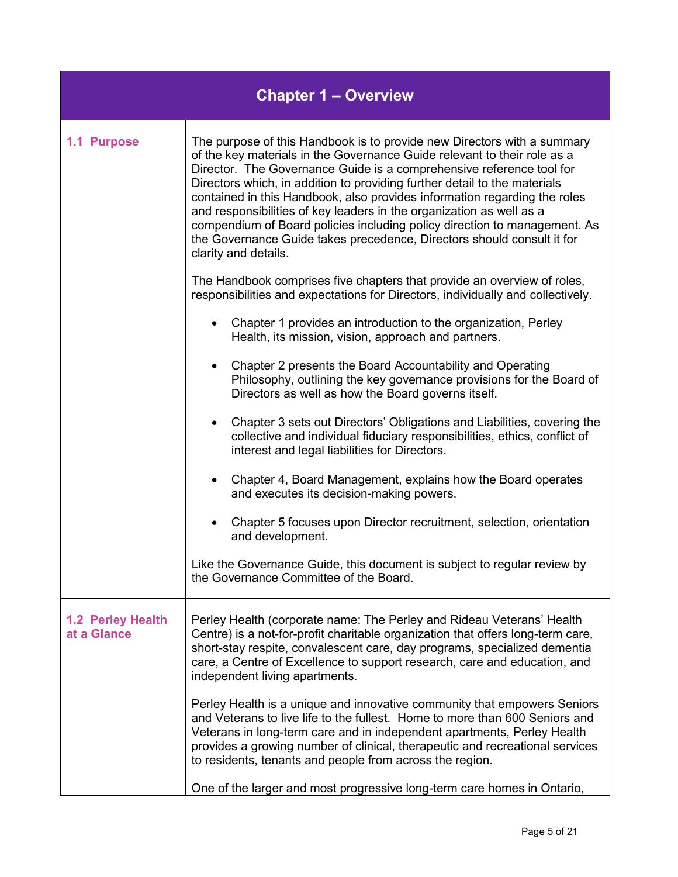# Chapter 1 – Overview

## 1.1 Purpose

The purpose of this Handbook is to provide new Directors with a summary of the key materials in the Governance Guide relevant to their role as a Director. The Governance Guide is a comprehensive reference tool for Directors which, in addition to providing further detail to the materials contained in this Handbook, also provides information regarding the roles and responsibilities of key leaders in the organization as well as a compendium of Board policies including policy direction to management. As the Governance Guide takes precedence, Directors should consult it for clarity and details.

The Handbook comprises five chapters that provide an overview of roles, responsibilities and expectations for Directors, individually and collectively.

- Chapter 1 provides an introduction to the organization, Perley Health, its mission, vision, approach and partners.
- Chapter 2 presents the Board Accountability and Operating Philosophy, outlining the key governance provisions for the Board of Directors as well as how the Board governs itself.
- Chapter 3 sets out Directors' Obligations and Liabilities, covering the collective and individual fiduciary responsibilities, ethics, conflict of interest and legal liabilities for Directors.
- Chapter 4, Board Management, explains how the Board operates and executes its decision-making powers.
- Chapter 5 focuses upon Director recruitment, selection, orientation and development.

Like the Governance Guide, this document is subject to regular review by the Governance Committee of the Board.

## 1.2 Perley Health at a Glance

Perley Health (corporate name: The Perley and Rideau Veterans' Health Centre) is a not-for-profit charitable organization that offers long-term care, short-stay respite, convalescent care, day programs, specialized dementia care, a Centre of Excellence to support research, care and education, and independent living apartments.

Perley Health is a unique and innovative community that empowers Seniors and Veterans to live life to the fullest. Home to more than 600 Seniors and Veterans in long-term care and in independent apartments, Perley Health provides a growing number of clinical, therapeutic and recreational services to residents, tenants and people from across the region.

One of the larger and most progressive long-term care homes in Ontario,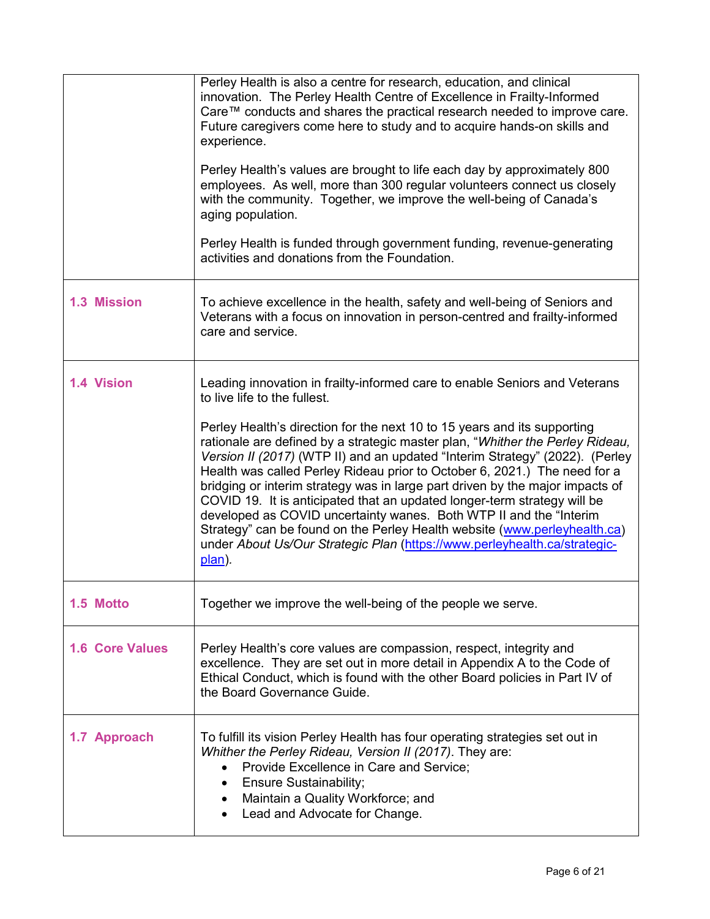| | |
|---|---|
| | Perley Health is also a centre for research, education, and clinical innovation. The Perley Health Centre of Excellence in Frailty-Informed Care™ conducts and shares the practical research needed to improve care. Future caregivers come here to study and to acquire hands-on skills and experience.<br><br>Perley Health's values are brought to life each day by approximately 800 employees. As well, more than 300 regular volunteers connect us closely with the community. Together, we improve the well-being of Canada's aging population.<br><br>Perley Health is funded through government funding, revenue-generating activities and donations from the Foundation. |
| **1.3 Mission** | To achieve excellence in the health, safety and well-being of Seniors and Veterans with a focus on innovation in person-centred and frailty-informed care and service. |
| **1.4 Vision** | Leading innovation in frailty-informed care to enable Seniors and Veterans to live life to the fullest.<br><br>Perley Health's direction for the next 10 to 15 years and its supporting rationale are defined by a strategic master plan, "*Whither the Perley Rideau, Version II (2017)* (WTP II) and an updated "Interim Strategy" (2022). (Perley Health was called Perley Rideau prior to October 6, 2021.) The need for a bridging or interim strategy was in large part driven by the major impacts of COVID 19. It is anticipated that an updated longer-term strategy will be developed as COVID uncertainty wanes. Both WTP II and the "Interim Strategy" can be found on the Perley Health website ([www.perleyhealth.ca](www.perleyhealth.ca)) under *About Us/Our Strategic Plan* ([https://www.perleyhealth.ca/strategic-plan](https://www.perleyhealth.ca/strategic-plan)). |
| **1.5 Motto** | Together we improve the well-being of the people we serve. |
| **1.6 Core Values** | Perley Health's core values are compassion, respect, integrity and excellence. They are set out in more detail in Appendix A to the Code of Ethical Conduct, which is found with the other Board policies in Part IV of the Board Governance Guide. |
| **1.7 Approach** | To fulfill its vision Perley Health has four operating strategies set out in *Whither the Perley Rideau, Version II (2017)*. They are:<br>• Provide Excellence in Care and Service;<br>• Ensure Sustainability;<br>• Maintain a Quality Workforce; and<br>• Lead and Advocate for Change. |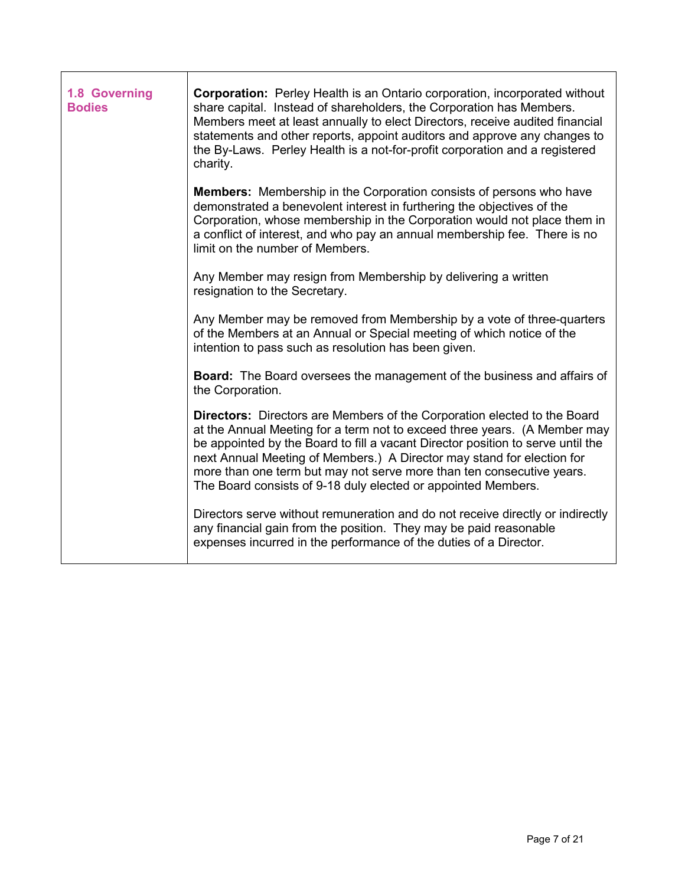| 1.8 Governing Bodies | **Corporation:** Perley Health is an Ontario corporation, incorporated without share capital. Instead of shareholders, the Corporation has Members. Members meet at least annually to elect Directors, receive audited financial statements and other reports, appoint auditors and approve any changes to the By-Laws. Perley Health is a not-for-profit corporation and a registered charity.<br><br>**Members:** Membership in the Corporation consists of persons who have demonstrated a benevolent interest in furthering the objectives of the Corporation, whose membership in the Corporation would not place them in a conflict of interest, and who pay an annual membership fee. There is no limit on the number of Members.<br><br>Any Member may resign from Membership by delivering a written resignation to the Secretary.<br><br>Any Member may be removed from Membership by a vote of three-quarters of the Members at an Annual or Special meeting of which notice of the intention to pass such as resolution has been given.<br><br>**Board:** The Board oversees the management of the business and affairs of the Corporation.<br><br>**Directors:** Directors are Members of the Corporation elected to the Board at the Annual Meeting for a term not to exceed three years. (A Member may be appointed by the Board to fill a vacant Director position to serve until the next Annual Meeting of Members.) A Director may stand for election for more than one term but may not serve more than ten consecutive years. The Board consists of 9-18 duly elected or appointed Members.<br><br>Directors serve without remuneration and do not receive directly or indirectly any financial gain from the position. They may be paid reasonable expenses incurred in the performance of the duties of a Director. |
|---|---|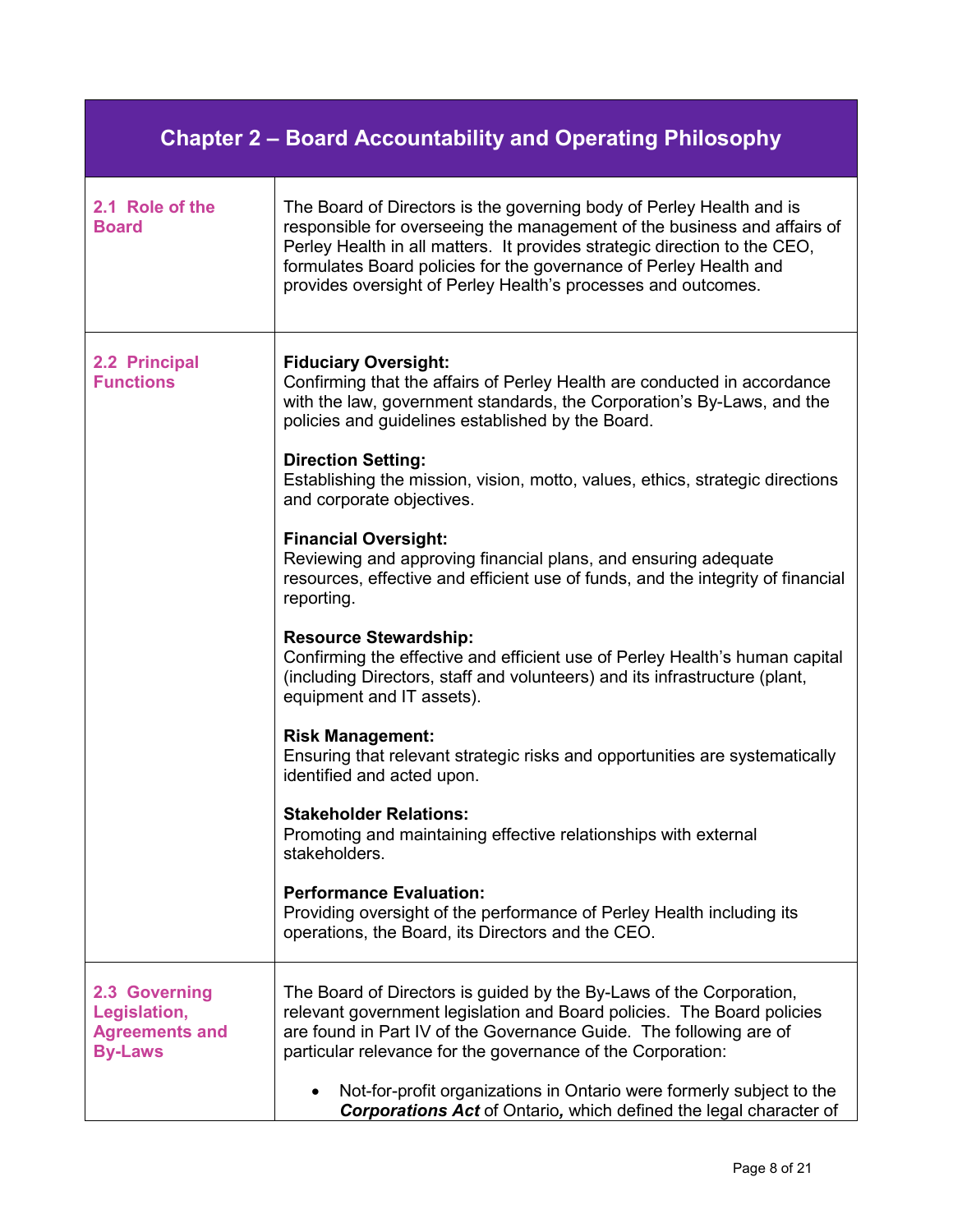# Chapter 2 – Board Accountability and Operating Philosophy

| | |
|---|---|
| **2.1 Role of the Board** | The Board of Directors is the governing body of Perley Health and is responsible for overseeing the management of the business and affairs of Perley Health in all matters. It provides strategic direction to the CEO, formulates Board policies for the governance of Perley Health and provides oversight of Perley Health's processes and outcomes. |
| **2.2 Principal Functions** | **Fiduciary Oversight:**<br>Confirming that the affairs of Perley Health are conducted in accordance with the law, government standards, the Corporation's By-Laws, and the policies and guidelines established by the Board.<br><br>**Direction Setting:**<br>Establishing the mission, vision, motto, values, ethics, strategic directions and corporate objectives.<br><br>**Financial Oversight:**<br>Reviewing and approving financial plans, and ensuring adequate resources, effective and efficient use of funds, and the integrity of financial reporting.<br><br>**Resource Stewardship:**<br>Confirming the effective and efficient use of Perley Health's human capital (including Directors, staff and volunteers) and its infrastructure (plant, equipment and IT assets).<br><br>**Risk Management:**<br>Ensuring that relevant strategic risks and opportunities are systematically identified and acted upon.<br><br>**Stakeholder Relations:**<br>Promoting and maintaining effective relationships with external stakeholders.<br><br>**Performance Evaluation:**<br>Providing oversight of the performance of Perley Health including its operations, the Board, its Directors and the CEO. |
| **2.3 Governing Legislation, Agreements and By-Laws** | The Board of Directors is guided by the By-Laws of the Corporation, relevant government legislation and Board policies. The Board policies are found in Part IV of the Governance Guide. The following are of particular relevance for the governance of the Corporation:<br><br>• Not-for-profit organizations in Ontario were formerly subject to the ***Corporations Act*** of Ontario***,*** which defined the legal character of |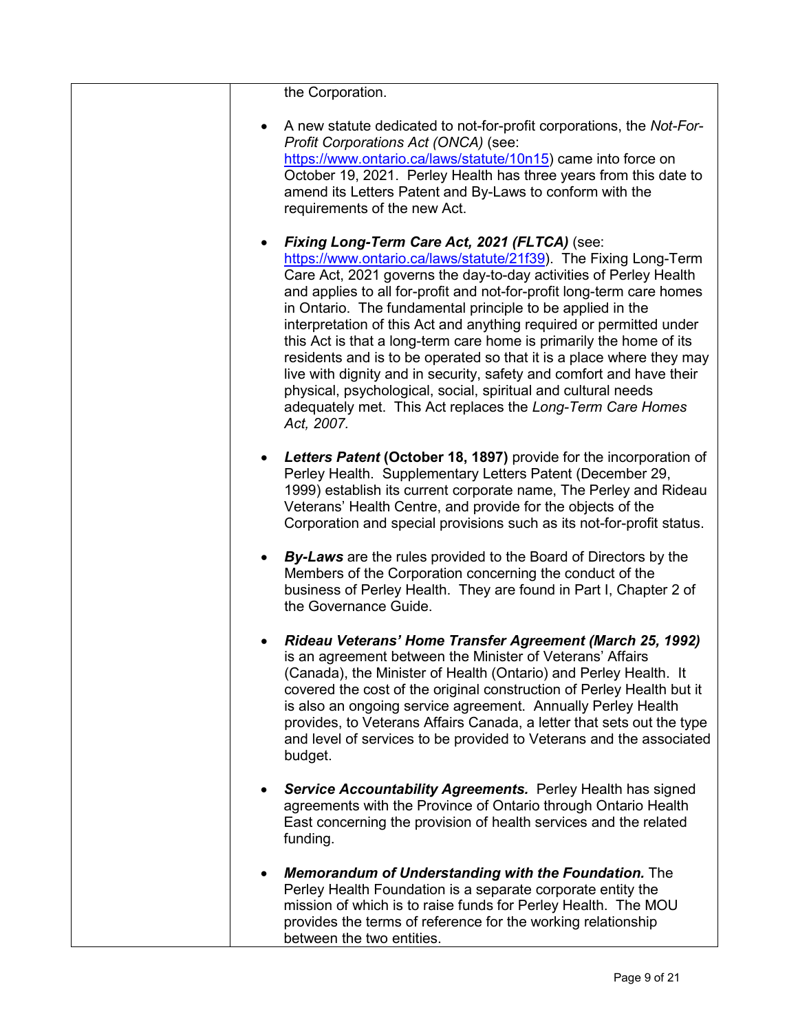| | the Corporation.<br><br>• A new statute dedicated to not-for-profit corporations, the *Not-For-Profit Corporations Act (ONCA)* (see: https://www.ontario.ca/laws/statute/10n15) came into force on October 19, 2021. Perley Health has three years from this date to amend its Letters Patent and By-Laws to conform with the requirements of the new Act.<br><br>• ***Fixing Long-Term Care Act, 2021 (FLTCA)*** (see: https://www.ontario.ca/laws/statute/21f39). The Fixing Long-Term Care Act, 2021 governs the day-to-day activities of Perley Health and applies to all for-profit and not-for-profit long-term care homes in Ontario. The fundamental principle to be applied in the interpretation of this Act and anything required or permitted under this Act is that a long-term care home is primarily the home of its residents and is to be operated so that it is a place where they may live with dignity and in security, safety and comfort and have their physical, psychological, social, spiritual and cultural needs adequately met. This Act replaces the *Long-Term Care Homes Act, 2007.*<br><br>• ***Letters Patent*** **(October 18, 1897)** provide for the incorporation of Perley Health. Supplementary Letters Patent (December 29, 1999) establish its current corporate name, The Perley and Rideau Veterans' Health Centre, and provide for the objects of the Corporation and special provisions such as its not-for-profit status.<br><br>• ***By-Laws*** are the rules provided to the Board of Directors by the Members of the Corporation concerning the conduct of the business of Perley Health. They are found in Part I, Chapter 2 of the Governance Guide.<br><br>• ***Rideau Veterans' Home Transfer Agreement (March 25, 1992)*** is an agreement between the Minister of Veterans' Affairs (Canada), the Minister of Health (Ontario) and Perley Health. It covered the cost of the original construction of Perley Health but it is also an ongoing service agreement. Annually Perley Health provides, to Veterans Affairs Canada, a letter that sets out the type and level of services to be provided to Veterans and the associated budget.<br><br>• ***Service Accountability Agreements.*** Perley Health has signed agreements with the Province of Ontario through Ontario Health East concerning the provision of health services and the related funding.<br><br>• ***Memorandum of Understanding with the Foundation.*** The Perley Health Foundation is a separate corporate entity the mission of which is to raise funds for Perley Health. The MOU provides the terms of reference for the working relationship between the two entities. |
|---|---|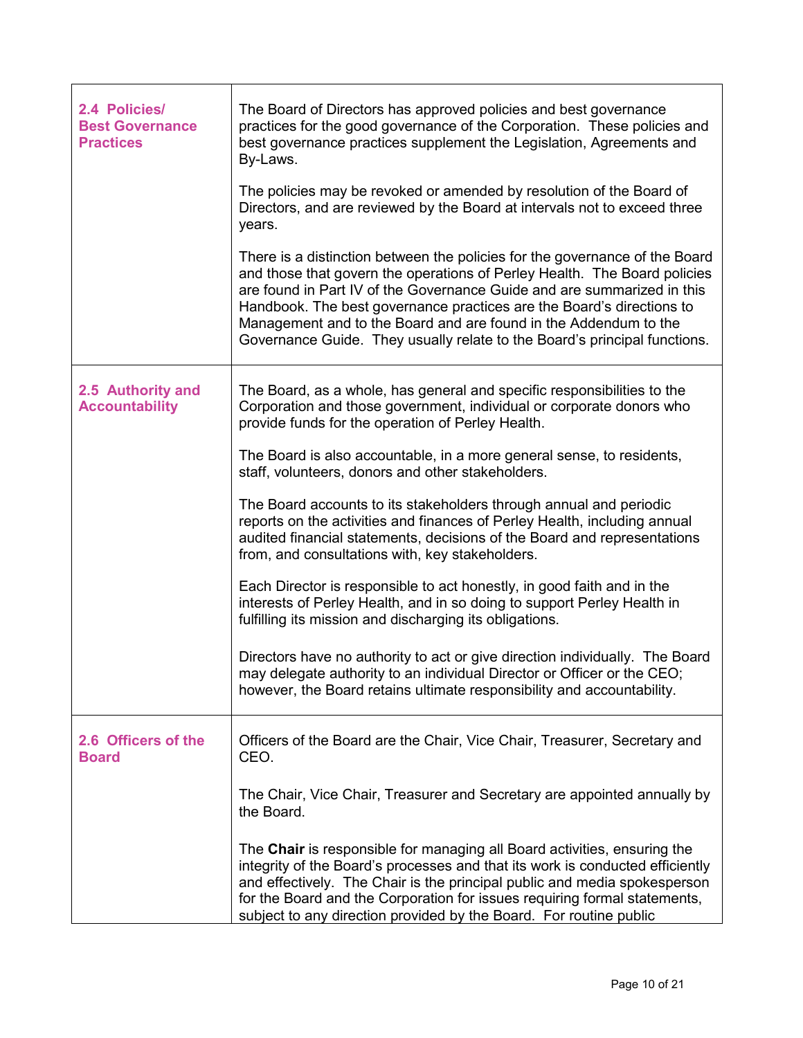| | |
|---|---|
| **2.4 Policies/ Best Governance Practices** | The Board of Directors has approved policies and best governance practices for the good governance of the Corporation. These policies and best governance practices supplement the Legislation, Agreements and By-Laws.<br><br>The policies may be revoked or amended by resolution of the Board of Directors, and are reviewed by the Board at intervals not to exceed three years.<br><br>There is a distinction between the policies for the governance of the Board and those that govern the operations of Perley Health. The Board policies are found in Part IV of the Governance Guide and are summarized in this Handbook. The best governance practices are the Board's directions to Management and to the Board and are found in the Addendum to the Governance Guide. They usually relate to the Board's principal functions. |
| **2.5 Authority and Accountability** | The Board, as a whole, has general and specific responsibilities to the Corporation and those government, individual or corporate donors who provide funds for the operation of Perley Health.<br><br>The Board is also accountable, in a more general sense, to residents, staff, volunteers, donors and other stakeholders.<br><br>The Board accounts to its stakeholders through annual and periodic reports on the activities and finances of Perley Health, including annual audited financial statements, decisions of the Board and representations from, and consultations with, key stakeholders.<br><br>Each Director is responsible to act honestly, in good faith and in the interests of Perley Health, and in so doing to support Perley Health in fulfilling its mission and discharging its obligations.<br><br>Directors have no authority to act or give direction individually. The Board may delegate authority to an individual Director or Officer or the CEO; however, the Board retains ultimate responsibility and accountability. |
| **2.6 Officers of the Board** | Officers of the Board are the Chair, Vice Chair, Treasurer, Secretary and CEO.<br><br>The Chair, Vice Chair, Treasurer and Secretary are appointed annually by the Board.<br><br>The **Chair** is responsible for managing all Board activities, ensuring the integrity of the Board's processes and that its work is conducted efficiently and effectively. The Chair is the principal public and media spokesperson for the Board and the Corporation for issues requiring formal statements, subject to any direction provided by the Board. For routine public |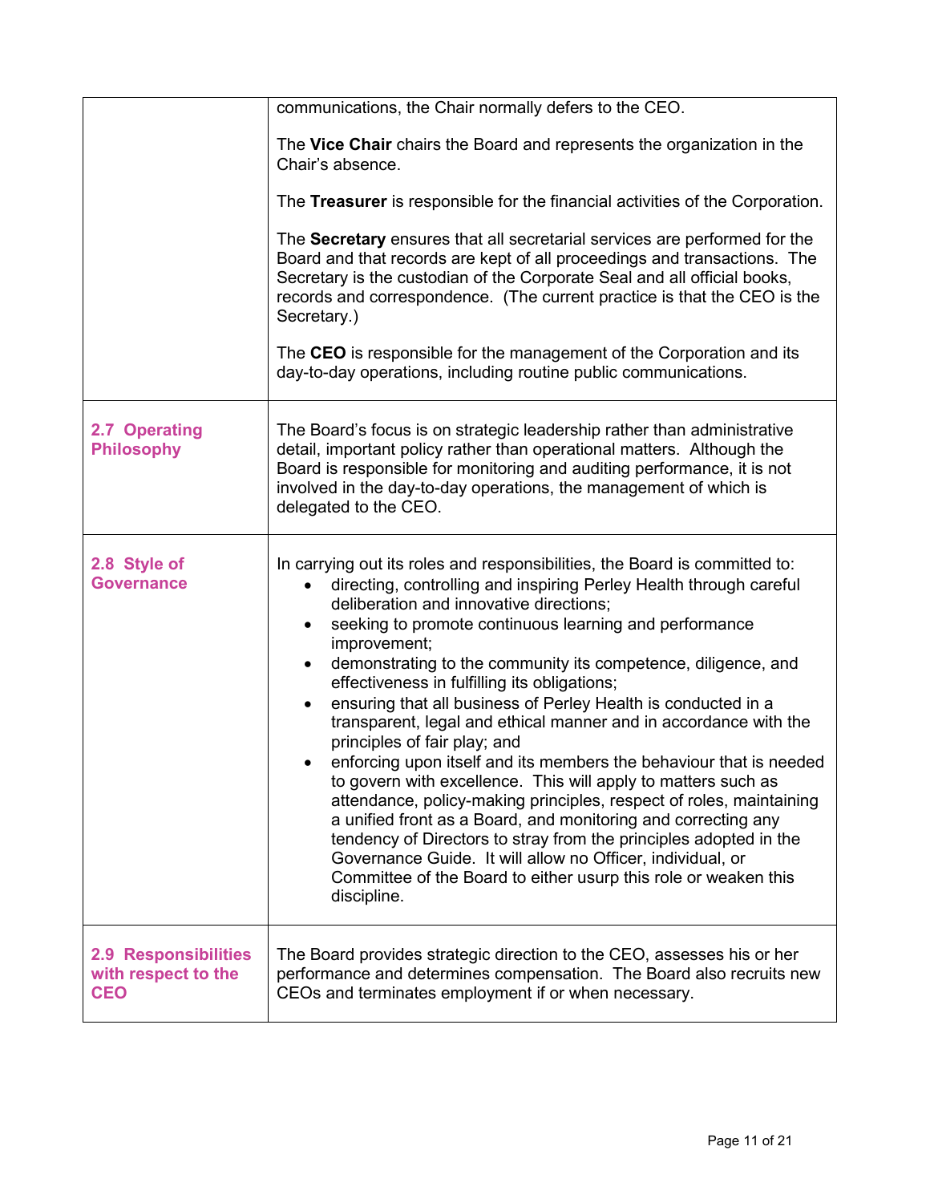| | |
|---|---|
| | communications, the Chair normally defers to the CEO.<br><br>The **Vice Chair** chairs the Board and represents the organization in the Chair's absence.<br><br>The **Treasurer** is responsible for the financial activities of the Corporation.<br><br>The **Secretary** ensures that all secretarial services are performed for the Board and that records are kept of all proceedings and transactions. The Secretary is the custodian of the Corporate Seal and all official books, records and correspondence. (The current practice is that the CEO is the Secretary.)<br><br>The **CEO** is responsible for the management of the Corporation and its day-to-day operations, including routine public communications. |
| **2.7 Operating Philosophy** | The Board's focus is on strategic leadership rather than administrative detail, important policy rather than operational matters. Although the Board is responsible for monitoring and auditing performance, it is not involved in the day-to-day operations, the management of which is delegated to the CEO. |
| **2.8 Style of Governance** | In carrying out its roles and responsibilities, the Board is committed to:<br>• directing, controlling and inspiring Perley Health through careful deliberation and innovative directions;<br>• seeking to promote continuous learning and performance improvement;<br>• demonstrating to the community its competence, diligence, and effectiveness in fulfilling its obligations;<br>• ensuring that all business of Perley Health is conducted in a transparent, legal and ethical manner and in accordance with the principles of fair play; and<br>• enforcing upon itself and its members the behaviour that is needed to govern with excellence. This will apply to matters such as attendance, policy-making principles, respect of roles, maintaining a unified front as a Board, and monitoring and correcting any tendency of Directors to stray from the principles adopted in the Governance Guide. It will allow no Officer, individual, or Committee of the Board to either usurp this role or weaken this discipline. |
| **2.9 Responsibilities with respect to the CEO** | The Board provides strategic direction to the CEO, assesses his or her performance and determines compensation. The Board also recruits new CEOs and terminates employment if or when necessary. |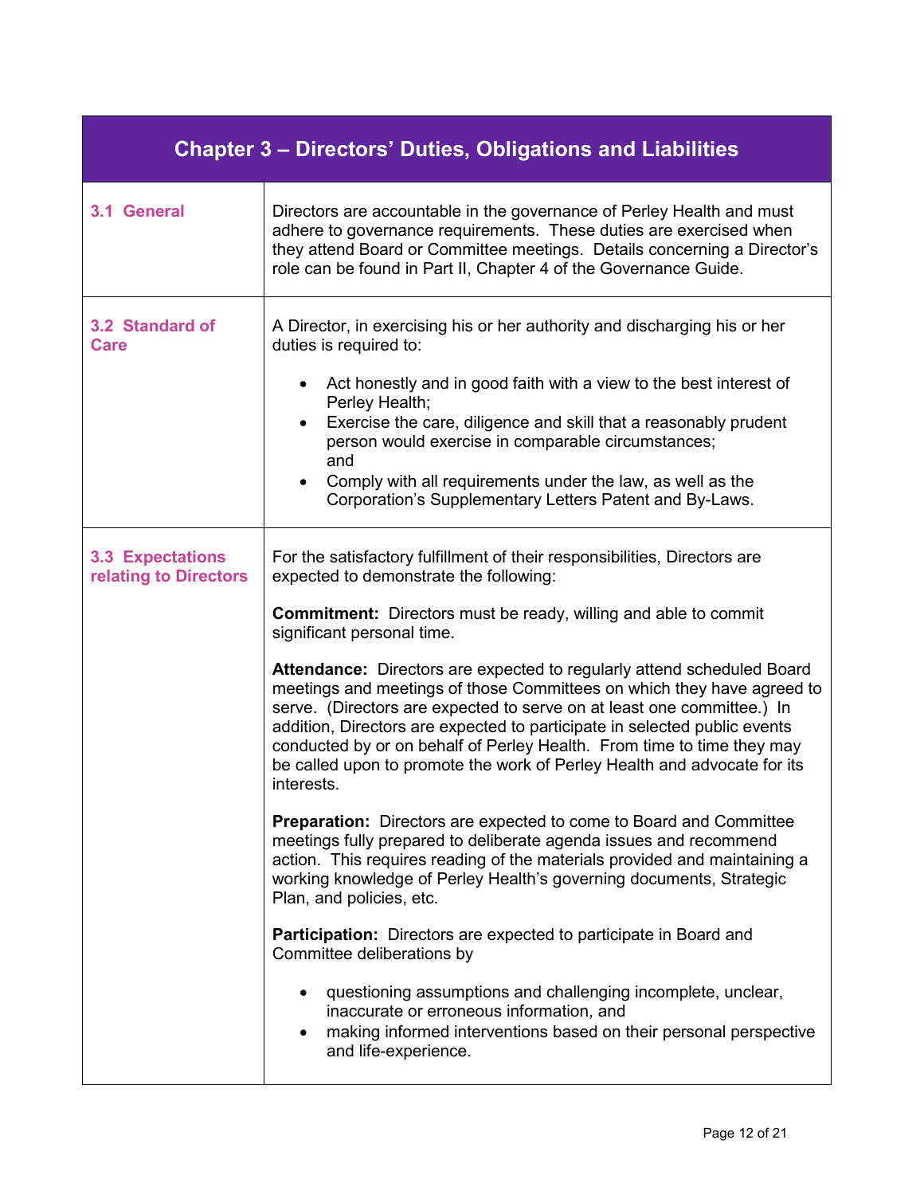# Chapter 3 – Directors' Duties, Obligations and Liabilities

| | |
|---|---|
| **3.1 General** | Directors are accountable in the governance of Perley Health and must adhere to governance requirements. These duties are exercised when they attend Board or Committee meetings. Details concerning a Director's role can be found in Part II, Chapter 4 of the Governance Guide. |
| **3.2 Standard of Care** | A Director, in exercising his or her authority and discharging his or her duties is required to:<br><br>• Act honestly and in good faith with a view to the best interest of Perley Health;<br>• Exercise the care, diligence and skill that a reasonably prudent person would exercise in comparable circumstances; and<br>• Comply with all requirements under the law, as well as the Corporation's Supplementary Letters Patent and By-Laws. |
| **3.3 Expectations relating to Directors** | For the satisfactory fulfillment of their responsibilities, Directors are expected to demonstrate the following:<br><br>**Commitment:** Directors must be ready, willing and able to commit significant personal time.<br><br>**Attendance:** Directors are expected to regularly attend scheduled Board meetings and meetings of those Committees on which they have agreed to serve. (Directors are expected to serve on at least one committee.) In addition, Directors are expected to participate in selected public events conducted by or on behalf of Perley Health. From time to time they may be called upon to promote the work of Perley Health and advocate for its interests.<br><br>**Preparation:** Directors are expected to come to Board and Committee meetings fully prepared to deliberate agenda issues and recommend action. This requires reading of the materials provided and maintaining a working knowledge of Perley Health's governing documents, Strategic Plan, and policies, etc.<br><br>**Participation:** Directors are expected to participate in Board and Committee deliberations by<br><br>• questioning assumptions and challenging incomplete, unclear, inaccurate or erroneous information, and<br>• making informed interventions based on their personal perspective and life-experience. |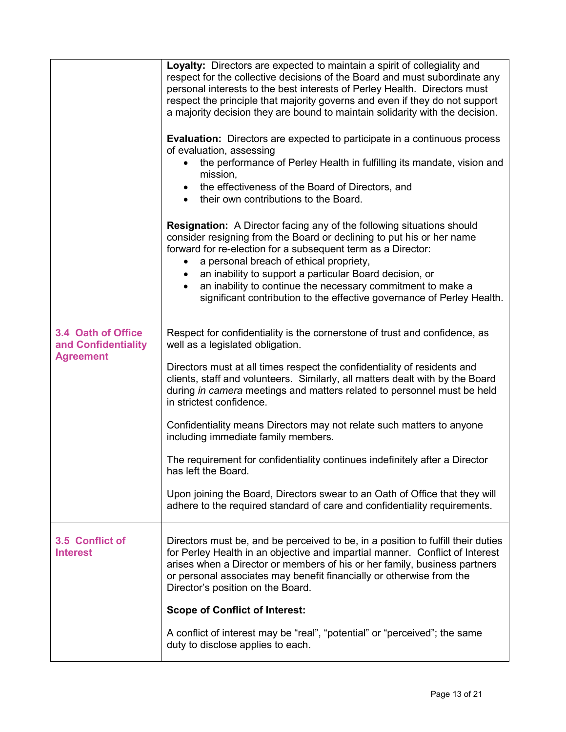| | |
|---|---|
| | **Loyalty:** Directors are expected to maintain a spirit of collegiality and respect for the collective decisions of the Board and must subordinate any personal interests to the best interests of Perley Health. Directors must respect the principle that majority governs and even if they do not support a majority decision they are bound to maintain solidarity with the decision.<br><br>**Evaluation:** Directors are expected to participate in a continuous process of evaluation, assessing<br>• the performance of Perley Health in fulfilling its mandate, vision and mission,<br>• the effectiveness of the Board of Directors, and<br>• their own contributions to the Board.<br><br>**Resignation:** A Director facing any of the following situations should consider resigning from the Board or declining to put his or her name forward for re-election for a subsequent term as a Director:<br>• a personal breach of ethical propriety,<br>• an inability to support a particular Board decision, or<br>• an inability to continue the necessary commitment to make a significant contribution to the effective governance of Perley Health. |
| **3.4 Oath of Office and Confidentiality Agreement** | Respect for confidentiality is the cornerstone of trust and confidence, as well as a legislated obligation.<br><br>Directors must at all times respect the confidentiality of residents and clients, staff and volunteers. Similarly, all matters dealt with by the Board during *in camera* meetings and matters related to personnel must be held in strictest confidence.<br><br>Confidentiality means Directors may not relate such matters to anyone including immediate family members.<br><br>The requirement for confidentiality continues indefinitely after a Director has left the Board.<br><br>Upon joining the Board, Directors swear to an Oath of Office that they will adhere to the required standard of care and confidentiality requirements. |
| **3.5 Conflict of Interest** | Directors must be, and be perceived to be, in a position to fulfill their duties for Perley Health in an objective and impartial manner. Conflict of Interest arises when a Director or members of his or her family, business partners or personal associates may benefit financially or otherwise from the Director's position on the Board.<br><br>**Scope of Conflict of Interest:**<br><br>A conflict of interest may be "real", "potential" or "perceived"; the same duty to disclose applies to each. |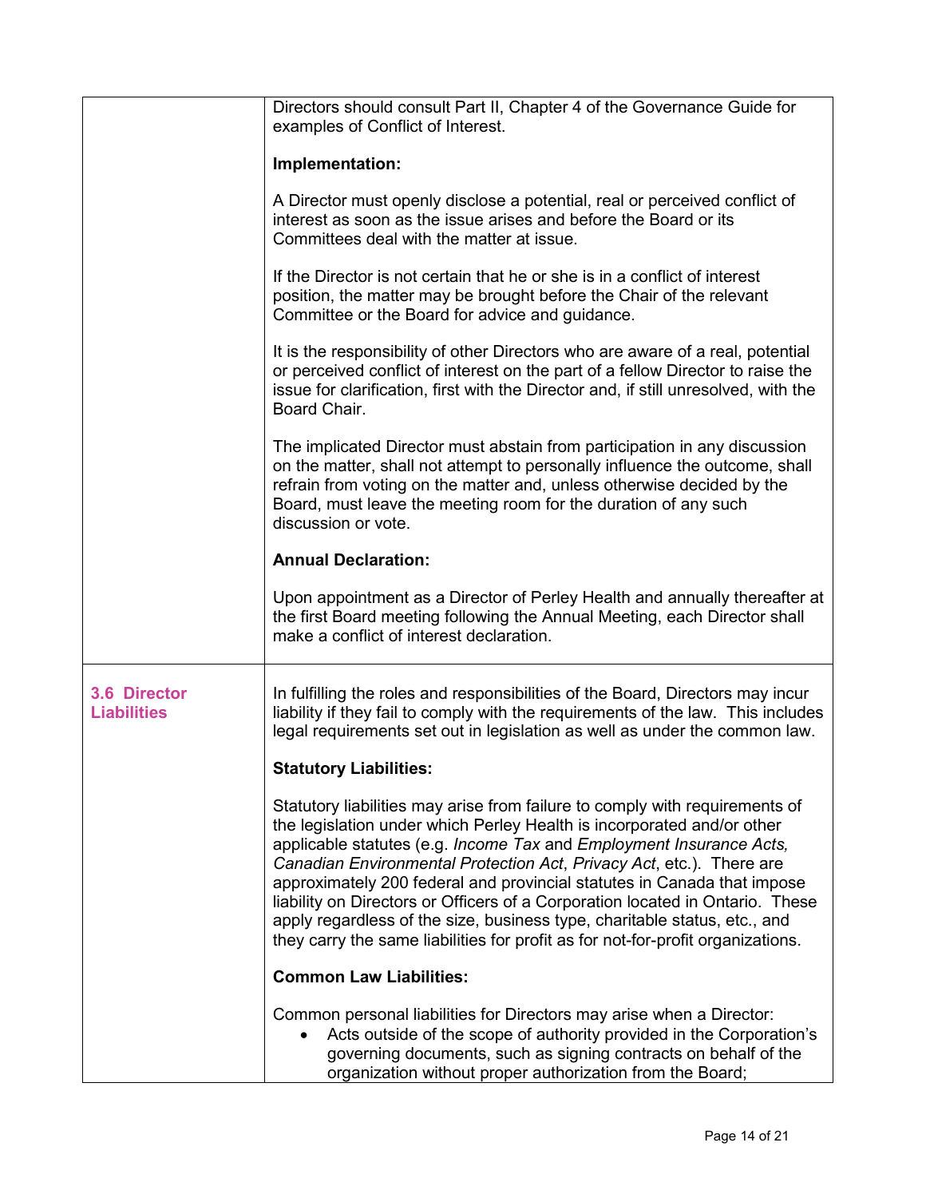| | |
|---|---|
| | Directors should consult Part II, Chapter 4 of the Governance Guide for examples of Conflict of Interest.<br><br>**Implementation:**<br><br>A Director must openly disclose a potential, real or perceived conflict of interest as soon as the issue arises and before the Board or its Committees deal with the matter at issue.<br><br>If the Director is not certain that he or she is in a conflict of interest position, the matter may be brought before the Chair of the relevant Committee or the Board for advice and guidance.<br><br>It is the responsibility of other Directors who are aware of a real, potential or perceived conflict of interest on the part of a fellow Director to raise the issue for clarification, first with the Director and, if still unresolved, with the Board Chair.<br><br>The implicated Director must abstain from participation in any discussion on the matter, shall not attempt to personally influence the outcome, shall refrain from voting on the matter and, unless otherwise decided by the Board, must leave the meeting room for the duration of any such discussion or vote.<br><br>**Annual Declaration:**<br><br>Upon appointment as a Director of Perley Health and annually thereafter at the first Board meeting following the Annual Meeting, each Director shall make a conflict of interest declaration. |
| **3.6 Director Liabilities** | In fulfilling the roles and responsibilities of the Board, Directors may incur liability if they fail to comply with the requirements of the law. This includes legal requirements set out in legislation as well as under the common law.<br><br>**Statutory Liabilities:**<br><br>Statutory liabilities may arise from failure to comply with requirements of the legislation under which Perley Health is incorporated and/or other applicable statutes (e.g. *Income Tax* and *Employment Insurance Acts, Canadian Environmental Protection Act*, *Privacy Act*, etc.). There are approximately 200 federal and provincial statutes in Canada that impose liability on Directors or Officers of a Corporation located in Ontario. These apply regardless of the size, business type, charitable status, etc., and they carry the same liabilities for profit as for not-for-profit organizations.<br><br>**Common Law Liabilities:**<br><br>Common personal liabilities for Directors may arise when a Director:<br>• Acts outside of the scope of authority provided in the Corporation's governing documents, such as signing contracts on behalf of the organization without proper authorization from the Board; |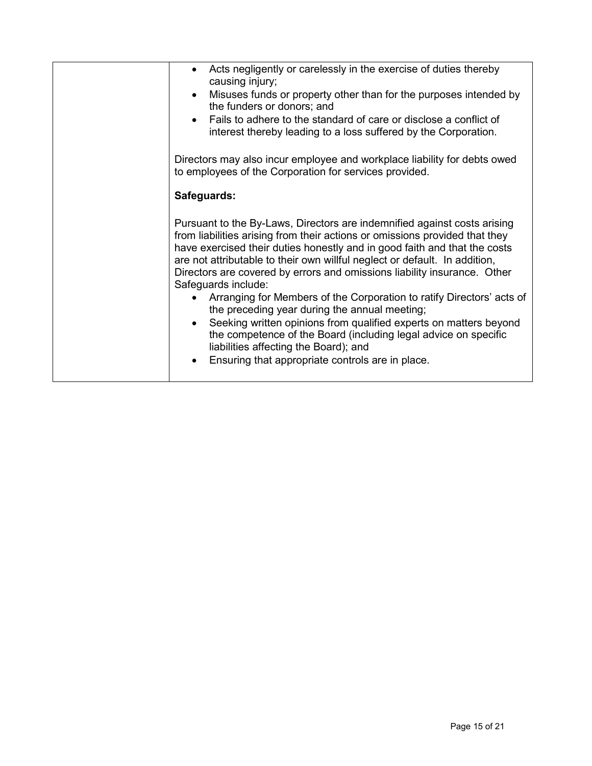| | |
|---|---|
| | • Acts negligently or carelessly in the exercise of duties thereby causing injury;<br>• Misuses funds or property other than for the purposes intended by the funders or donors; and<br>• Fails to adhere to the standard of care or disclose a conflict of interest thereby leading to a loss suffered by the Corporation.<br><br>Directors may also incur employee and workplace liability for debts owed to employees of the Corporation for services provided.<br><br>**Safeguards:**<br><br>Pursuant to the By-Laws, Directors are indemnified against costs arising from liabilities arising from their actions or omissions provided that they have exercised their duties honestly and in good faith and that the costs are not attributable to their own willful neglect or default. In addition, Directors are covered by errors and omissions liability insurance. Other Safeguards include:<br>• Arranging for Members of the Corporation to ratify Directors' acts of the preceding year during the annual meeting;<br>• Seeking written opinions from qualified experts on matters beyond the competence of the Board (including legal advice on specific liabilities affecting the Board); and<br>• Ensuring that appropriate controls are in place. |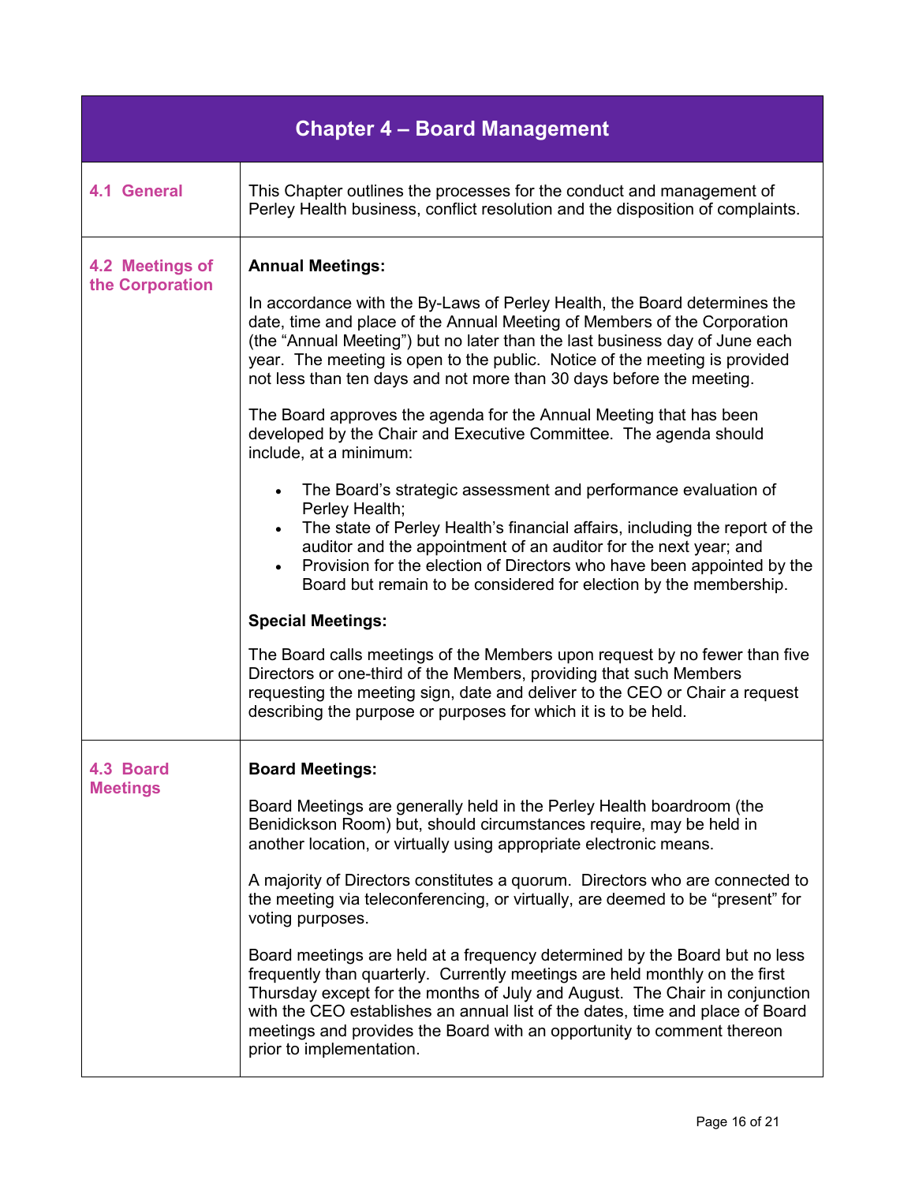# Chapter 4 – Board Management

## 4.1 General

This Chapter outlines the processes for the conduct and management of Perley Health business, conflict resolution and the disposition of complaints.

## 4.2 Meetings of the Corporation

**Annual Meetings:**

In accordance with the By-Laws of Perley Health, the Board determines the date, time and place of the Annual Meeting of Members of the Corporation (the "Annual Meeting") but no later than the last business day of June each year. The meeting is open to the public. Notice of the meeting is provided not less than ten days and not more than 30 days before the meeting.

The Board approves the agenda for the Annual Meeting that has been developed by the Chair and Executive Committee. The agenda should include, at a minimum:

- The Board's strategic assessment and performance evaluation of Perley Health;
- The state of Perley Health's financial affairs, including the report of the auditor and the appointment of an auditor for the next year; and
- Provision for the election of Directors who have been appointed by the Board but remain to be considered for election by the membership.

**Special Meetings:**

The Board calls meetings of the Members upon request by no fewer than five Directors or one-third of the Members, providing that such Members requesting the meeting sign, date and deliver to the CEO or Chair a request describing the purpose or purposes for which it is to be held.

## 4.3 Board Meetings

**Board Meetings:**

Board Meetings are generally held in the Perley Health boardroom (the Benidickson Room) but, should circumstances require, may be held in another location, or virtually using appropriate electronic means.

A majority of Directors constitutes a quorum. Directors who are connected to the meeting via teleconferencing, or virtually, are deemed to be "present" for voting purposes.

Board meetings are held at a frequency determined by the Board but no less frequently than quarterly. Currently meetings are held monthly on the first Thursday except for the months of July and August. The Chair in conjunction with the CEO establishes an annual list of the dates, time and place of Board meetings and provides the Board with an opportunity to comment thereon prior to implementation.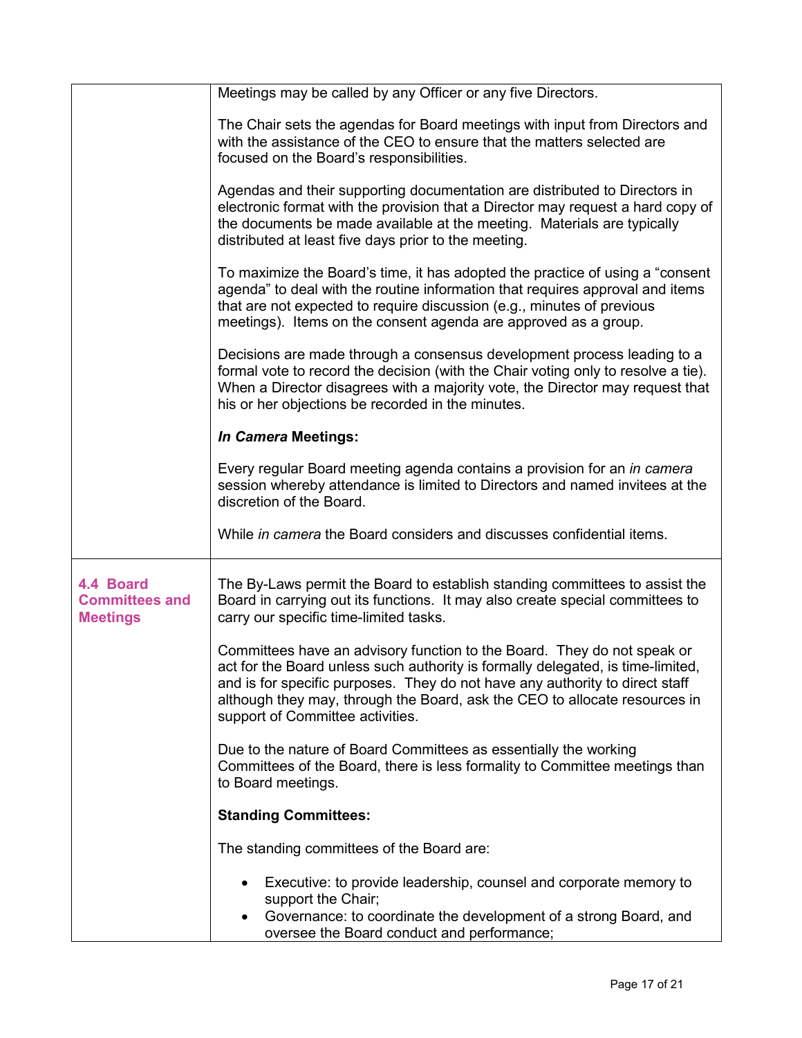Meetings may be called by any Officer or any five Directors.

The Chair sets the agendas for Board meetings with input from Directors and with the assistance of the CEO to ensure that the matters selected are focused on the Board's responsibilities.

Agendas and their supporting documentation are distributed to Directors in electronic format with the provision that a Director may request a hard copy of the documents be made available at the meeting. Materials are typically distributed at least five days prior to the meeting.

To maximize the Board's time, it has adopted the practice of using a "consent agenda" to deal with the routine information that requires approval and items that are not expected to require discussion (e.g., minutes of previous meetings). Items on the consent agenda are approved as a group.

Decisions are made through a consensus development process leading to a formal vote to record the decision (with the Chair voting only to resolve a tie). When a Director disagrees with a majority vote, the Director may request that his or her objections be recorded in the minutes.

***In Camera* Meetings:**

Every regular Board meeting agenda contains a provision for an *in camera* session whereby attendance is limited to Directors and named invitees at the discretion of the Board.

While *in camera* the Board considers and discusses confidential items.

## 4.4 Board Committees and Meetings

The By-Laws permit the Board to establish standing committees to assist the Board in carrying out its functions. It may also create special committees to carry our specific time-limited tasks.

Committees have an advisory function to the Board. They do not speak or act for the Board unless such authority is formally delegated, is time-limited, and is for specific purposes. They do not have any authority to direct staff although they may, through the Board, ask the CEO to allocate resources in support of Committee activities.

Due to the nature of Board Committees as essentially the working Committees of the Board, there is less formality to Committee meetings than to Board meetings.

**Standing Committees:**

The standing committees of the Board are:

- Executive: to provide leadership, counsel and corporate memory to support the Chair;
- Governance: to coordinate the development of a strong Board, and oversee the Board conduct and performance;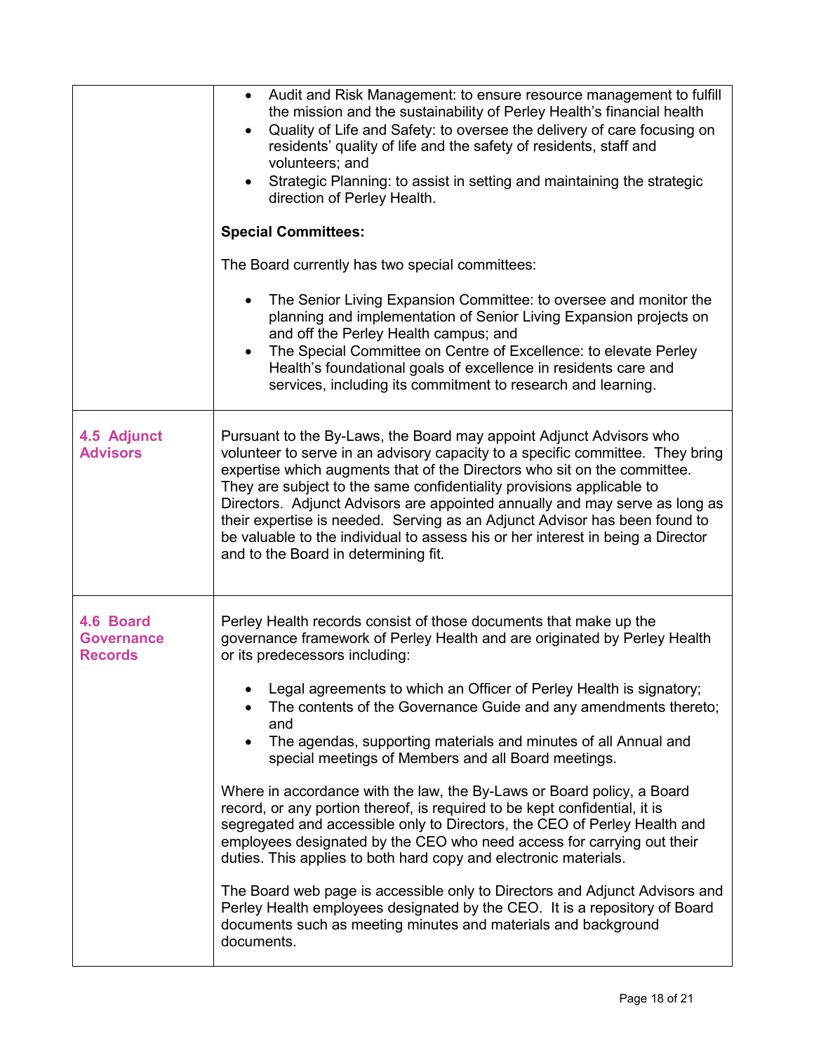| | |
|---|---|
| | • Audit and Risk Management: to ensure resource management to fulfill the mission and the sustainability of Perley Health's financial health<br>• Quality of Life and Safety: to oversee the delivery of care focusing on residents' quality of life and the safety of residents, staff and volunteers; and<br>• Strategic Planning: to assist in setting and maintaining the strategic direction of Perley Health.<br><br>**Special Committees:**<br><br>The Board currently has two special committees:<br><br>• The Senior Living Expansion Committee: to oversee and monitor the planning and implementation of Senior Living Expansion projects on and off the Perley Health campus; and<br>• The Special Committee on Centre of Excellence: to elevate Perley Health's foundational goals of excellence in residents care and services, including its commitment to research and learning. |
| **4.5 Adjunct Advisors** | Pursuant to the By-Laws, the Board may appoint Adjunct Advisors who volunteer to serve in an advisory capacity to a specific committee. They bring expertise which augments that of the Directors who sit on the committee. They are subject to the same confidentiality provisions applicable to Directors. Adjunct Advisors are appointed annually and may serve as long as their expertise is needed. Serving as an Adjunct Advisor has been found to be valuable to the individual to assess his or her interest in being a Director and to the Board in determining fit. |
| **4.6 Board Governance Records** | Perley Health records consist of those documents that make up the governance framework of Perley Health and are originated by Perley Health or its predecessors including:<br><br>• Legal agreements to which an Officer of Perley Health is signatory;<br>• The contents of the Governance Guide and any amendments thereto; and<br>• The agendas, supporting materials and minutes of all Annual and special meetings of Members and all Board meetings.<br><br>Where in accordance with the law, the By-Laws or Board policy, a Board record, or any portion thereof, is required to be kept confidential, it is segregated and accessible only to Directors, the CEO of Perley Health and employees designated by the CEO who need access for carrying out their duties. This applies to both hard copy and electronic materials.<br><br>The Board web page is accessible only to Directors and Adjunct Advisors and Perley Health employees designated by the CEO. It is a repository of Board documents such as meeting minutes and materials and background documents. |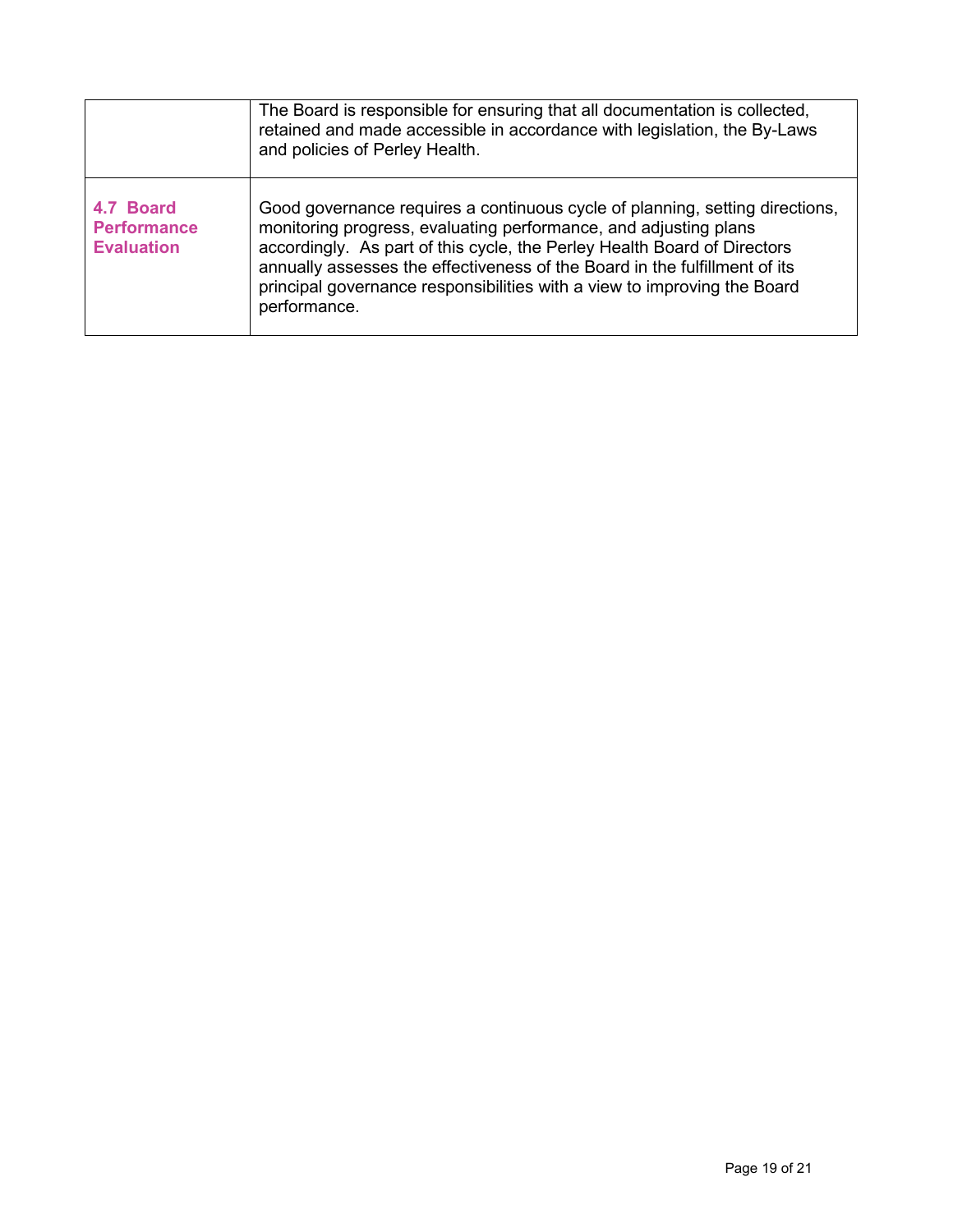| | |
|---|---|
| | The Board is responsible for ensuring that all documentation is collected, retained and made accessible in accordance with legislation, the By-Laws and policies of Perley Health. |
| **4.7 Board Performance Evaluation** | Good governance requires a continuous cycle of planning, setting directions, monitoring progress, evaluating performance, and adjusting plans accordingly. As part of this cycle, the Perley Health Board of Directors annually assesses the effectiveness of the Board in the fulfillment of its principal governance responsibilities with a view to improving the Board performance. |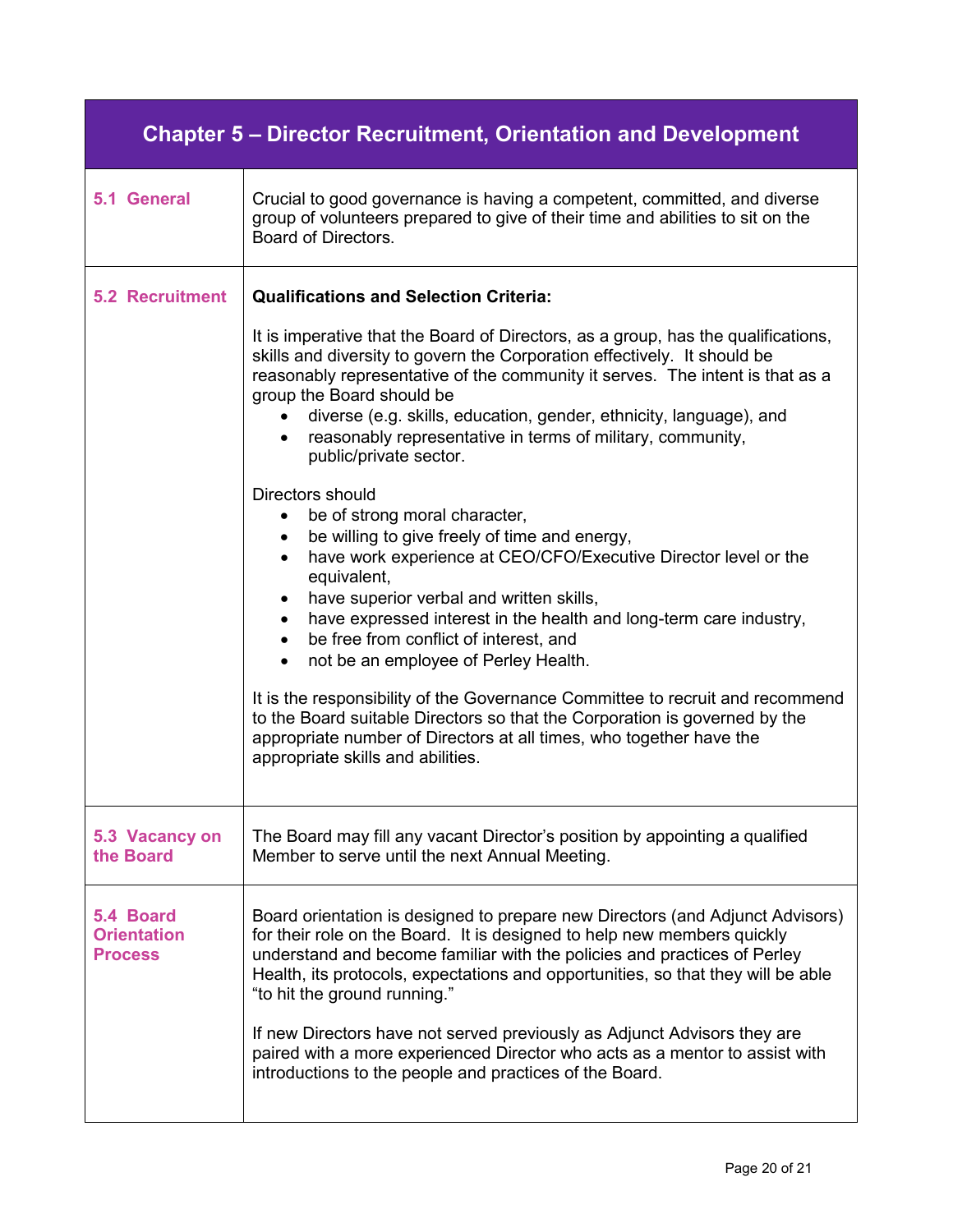# Chapter 5 – Director Recruitment, Orientation and Development

## 5.1 General

Crucial to good governance is having a competent, committed, and diverse group of volunteers prepared to give of their time and abilities to sit on the Board of Directors.

## 5.2 Recruitment

**Qualifications and Selection Criteria:**

It is imperative that the Board of Directors, as a group, has the qualifications, skills and diversity to govern the Corporation effectively. It should be reasonably representative of the community it serves. The intent is that as a group the Board should be

- diverse (e.g. skills, education, gender, ethnicity, language), and
- reasonably representative in terms of military, community, public/private sector.

Directors should

- be of strong moral character,
- be willing to give freely of time and energy,
- have work experience at CEO/CFO/Executive Director level or the equivalent,
- have superior verbal and written skills,
- have expressed interest in the health and long-term care industry,
- be free from conflict of interest, and
- not be an employee of Perley Health.

It is the responsibility of the Governance Committee to recruit and recommend to the Board suitable Directors so that the Corporation is governed by the appropriate number of Directors at all times, who together have the appropriate skills and abilities.

## 5.3 Vacancy on the Board

The Board may fill any vacant Director's position by appointing a qualified Member to serve until the next Annual Meeting.

## 5.4 Board Orientation Process

Board orientation is designed to prepare new Directors (and Adjunct Advisors) for their role on the Board. It is designed to help new members quickly understand and become familiar with the policies and practices of Perley Health, its protocols, expectations and opportunities, so that they will be able "to hit the ground running."

If new Directors have not served previously as Adjunct Advisors they are paired with a more experienced Director who acts as a mentor to assist with introductions to the people and practices of the Board.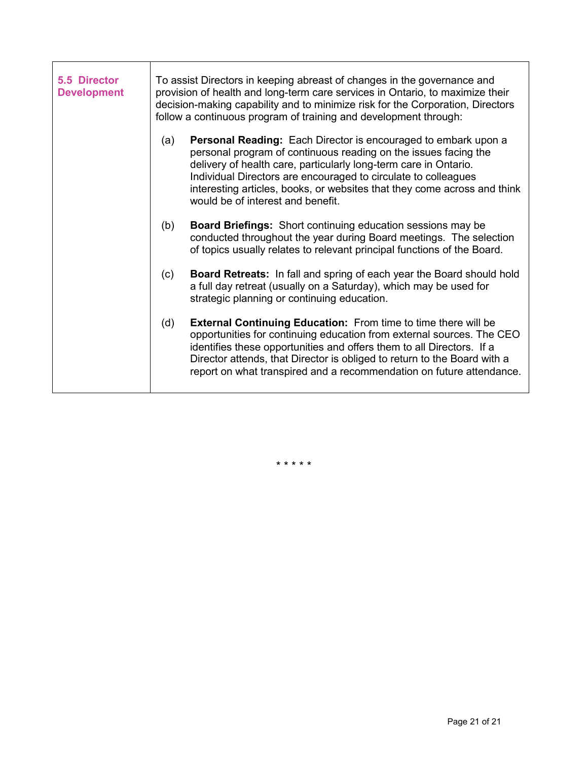| | |
|---|---|
| **5.5 Director Development** | To assist Directors in keeping abreast of changes in the governance and provision of health and long-term care services in Ontario, to maximize their decision-making capability and to minimize risk for the Corporation, Directors follow a continuous program of training and development through:<br><br>(a) **Personal Reading:** Each Director is encouraged to embark upon a personal program of continuous reading on the issues facing the delivery of health care, particularly long-term care in Ontario. Individual Directors are encouraged to circulate to colleagues interesting articles, books, or websites that they come across and think would be of interest and benefit.<br><br>(b) **Board Briefings:** Short continuing education sessions may be conducted throughout the year during Board meetings. The selection of topics usually relates to relevant principal functions of the Board.<br><br>(c) **Board Retreats:** In fall and spring of each year the Board should hold a full day retreat (usually on a Saturday), which may be used for strategic planning or continuing education.<br><br>(d) **External Continuing Education:** From time to time there will be opportunities for continuing education from external sources. The CEO identifies these opportunities and offers them to all Directors. If a Director attends, that Director is obliged to return to the Board with a report on what transpired and a recommendation on future attendance. |

\* \* \* \* \*